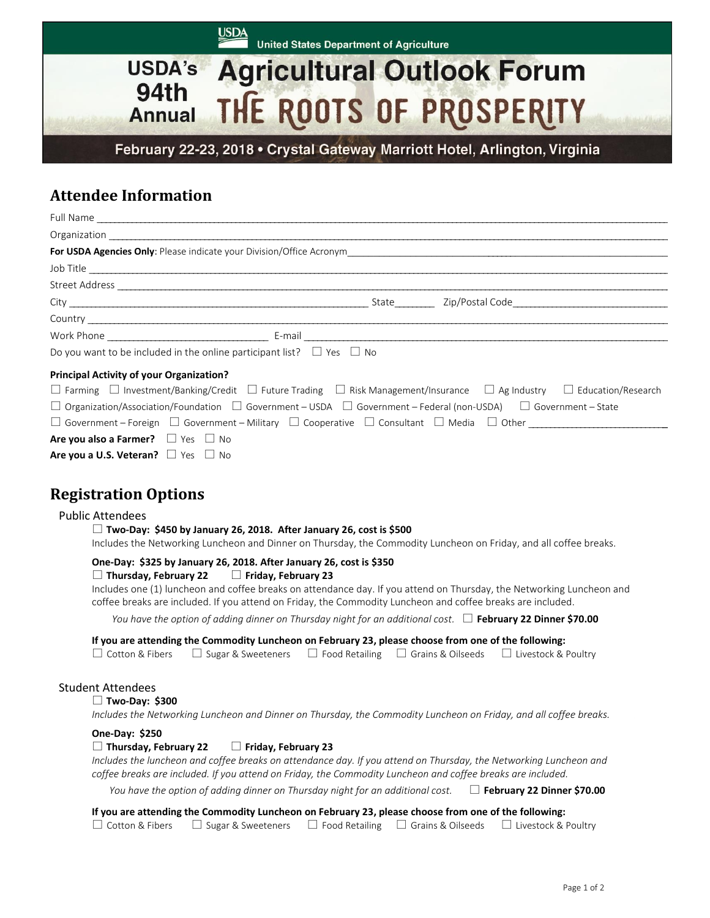USDA United States Department of Agriculture

# USDA's 94th Annual Agricultural Outlook Forum
# THE ROOTS OF PROSPERITY

**February 22-23, 2018 • Crystal Gateway Marriott Hotel, Arlington, Virginia**

## Attendee Information

Full Name ____________________________________________

Organization ____________________________________________

**For USDA Agencies Only**: Please indicate your Division/Office Acronym____________________________________________

Job Title ____________________________________________

Street Address ____________________________________________

City ______________________________ State________ Zip/Postal Code______________________________

Country ____________________________________________

Work Phone ______________________________ E-mail ____________________________________________

Do you want to be included in the online participant list? ☐ Yes ☐ No

**Principal Activity of your Organization?**

☐ Farming ☐ Investment/Banking/Credit ☐ Future Trading ☐ Risk Management/Insurance ☐ Ag Industry ☐ Education/Research

☐ Organization/Association/Foundation ☐ Government – USDA ☐ Government – Federal (non-USDA) ☐ Government – State

☐ Government – Foreign ☐ Government – Military ☐ Cooperative ☐ Consultant ☐ Media ☐ Other ____________________________

**Are you also a Farmer?** ☐ Yes ☐ No

**Are you a U.S. Veteran?** ☐ Yes ☐ No

## Registration Options

### Public Attendees

☐ **Two-Day: $450 by January 26, 2018. After January 26, cost is $500**

Includes the Networking Luncheon and Dinner on Thursday, the Commodity Luncheon on Friday, and all coffee breaks.

**One-Day: $325 by January 26, 2018. After January 26, cost is $350**

☐ **Thursday, February 22** ☐ **Friday, February 23**

Includes one (1) luncheon and coffee breaks on attendance day. If you attend on Thursday, the Networking Luncheon and coffee breaks are included. If you attend on Friday, the Commodity Luncheon and coffee breaks are included.

*You have the option of adding dinner on Thursday night for an additional cost.* ☐ **February 22 Dinner $70.00**

**If you are attending the Commodity Luncheon on February 23, please choose from one of the following:**

☐ Cotton & Fibers ☐ Sugar & Sweeteners ☐ Food Retailing ☐ Grains & Oilseeds ☐ Livestock & Poultry

### Student Attendees

☐ **Two-Day: $300**

*Includes the Networking Luncheon and Dinner on Thursday, the Commodity Luncheon on Friday, and all coffee breaks.*

**One-Day: $250**

☐ **Thursday, February 22** ☐ **Friday, February 23**

*Includes the luncheon and coffee breaks on attendance day. If you attend on Thursday, the Networking Luncheon and coffee breaks are included. If you attend on Friday, the Commodity Luncheon and coffee breaks are included.*

*You have the option of adding dinner on Thursday night for an additional cost.* ☐ **February 22 Dinner $70.00**

**If you are attending the Commodity Luncheon on February 23, please choose from one of the following:**

☐ Cotton & Fibers ☐ Sugar & Sweeteners ☐ Food Retailing ☐ Grains & Oilseeds ☐ Livestock & Poultry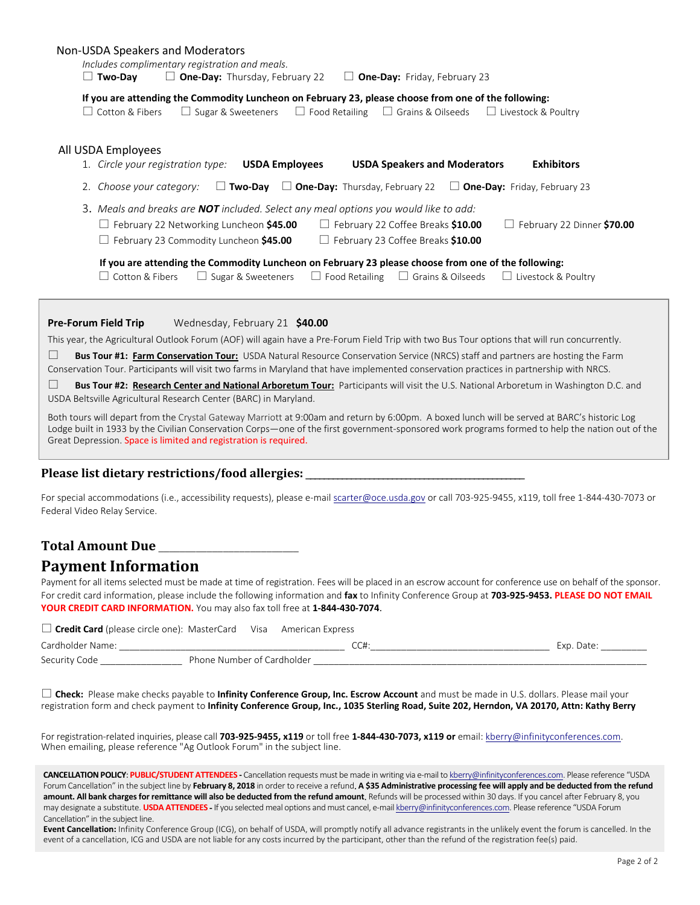## Non-USDA Speakers and Moderators

*Includes complimentary registration and meals.*

☐ **Two-Day** ☐ **One-Day:** Thursday, February 22 ☐ **One-Day:** Friday, February 23

**If you are attending the Commodity Luncheon on February 23, please choose from one of the following:**

☐ Cotton & Fibers ☐ Sugar & Sweeteners ☐ Food Retailing ☐ Grains & Oilseeds ☐ Livestock & Poultry

## All USDA Employees

1. *Circle your registration type:* **USDA Employees** **USDA Speakers and Moderators** **Exhibitors**
2. *Choose your category:* ☐ **Two-Day** ☐ **One-Day:** Thursday, February 22 ☐ **One-Day:** Friday, February 23
3. *Meals and breaks are **NOT** included. Select any meal options you would like to add:*

   ☐ February 22 Networking Luncheon **$45.00** ☐ February 22 Coffee Breaks **$10.00** ☐ February 22 Dinner **$70.00**

   ☐ February 23 Commodity Luncheon **$45.00** ☐ February 23 Coffee Breaks **$10.00**

**If you are attending the Commodity Luncheon on February 23 please choose from one of the following:**

☐ Cotton & Fibers ☐ Sugar & Sweeteners ☐ Food Retailing ☐ Grains & Oilseeds ☐ Livestock & Poultry

**Pre-Forum Field Trip** Wednesday, February 21 **$40.00**

This year, the Agricultural Outlook Forum (AOF) will again have a Pre-Forum Field Trip with two Bus Tour options that will run concurrently.

☐ **Bus Tour #1: Farm Conservation Tour:** USDA Natural Resource Conservation Service (NRCS) staff and partners are hosting the Farm Conservation Tour. Participants will visit two farms in Maryland that have implemented conservation practices in partnership with NRCS.

☐ **Bus Tour #2: Research Center and National Arboretum Tour:** Participants will visit the U.S. National Arboretum in Washington D.C. and USDA Beltsville Agricultural Research Center (BARC) in Maryland.

Both tours will depart from the Crystal Gateway Marriott at 9:00am and return by 6:00pm. A boxed lunch will be served at BARC's historic Log Lodge built in 1933 by the Civilian Conservation Corps—one of the first government-sponsored work programs formed to help the nation out of the Great Depression. Space is limited and registration is required.

### Please list dietary restrictions/food allergies: ____________________________

For special accommodations (i.e., accessibility requests), please e-mail scarter@oce.usda.gov or call 703-925-9455, x119, toll free 1-844-430-7073 or Federal Video Relay Service.

### Total Amount Due ____________________

## Payment Information

Payment for all items selected must be made at time of registration. Fees will be placed in an escrow account for conference use on behalf of the sponsor. For credit card information, please include the following information and **fax** to Infinity Conference Group at **703-925-9453. PLEASE DO NOT EMAIL YOUR CREDIT CARD INFORMATION.** You may also fax toll free at **1-844-430-7074**.

☐ **Credit Card** (please circle one): MasterCard Visa American Express

Cardholder Name: ______________________________ CC#: ______________________________ Exp. Date: __________

Security Code ______________ Phone Number of Cardholder ______________________________

☐ **Check:** Please make checks payable to **Infinity Conference Group, Inc. Escrow Account** and must be made in U.S. dollars. Please mail your registration form and check payment to **Infinity Conference Group, Inc., 1035 Sterling Road, Suite 202, Herndon, VA 20170, Attn: Kathy Berry**

For registration-related inquiries, please call **703-925-9455, x119** or toll free **1-844-430-7073, x119 or** email: kberry@infinityconferences.com. When emailing, please reference "Ag Outlook Forum" in the subject line.

**CANCELLATION POLICY**: **PUBLIC/STUDENT ATTENDEES -** Cancellation requests must be made in writing via e-mail to kberry@infinityconferences.com. Please reference "USDA Forum Cancellation" in the subject line by **February 8, 2018** in order to receive a refund**. A $35 Administrative processing fee will apply and be deducted from the refund amount. All bank charges for remittance will also be deducted from the refund amount.** Refunds will be processed within 30 days. If you cancel after February 8, you may designate a substitute. **USDA ATTENDEES -** If you selected meal options and must cancel, e-mail kberry@infinityconferences.com. Please reference "USDA Forum Cancellation" in the subject line.

**Event Cancellation:** Infinity Conference Group (ICG), on behalf of USDA, will promptly notify all advance registrants in the unlikely event the forum is cancelled. In the event of a cancellation, ICG and USDA are not liable for any costs incurred by the participant, other than the refund of the registration fee(s) paid.